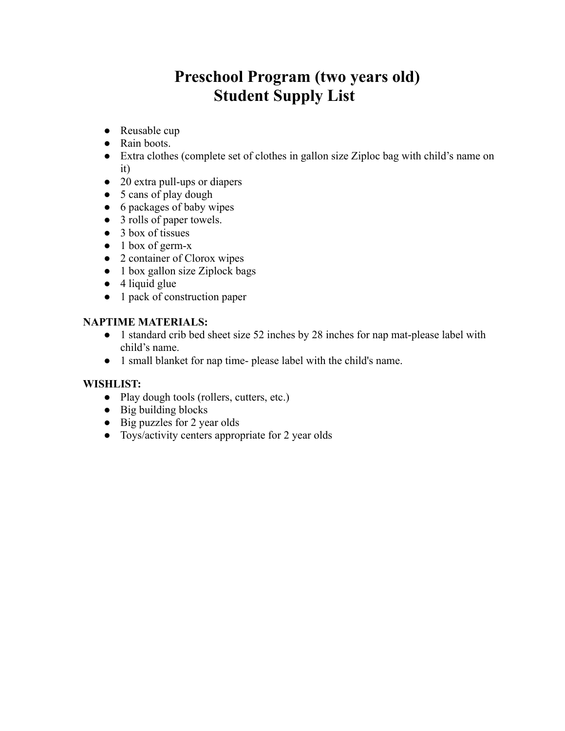# Preschool Program (two years old)
# Student Supply List

- Reusable cup
- Rain boots.
- Extra clothes (complete set of clothes in gallon size Ziploc bag with child's name on it)
- 20 extra pull-ups or diapers
- 5 cans of play dough
- 6 packages of baby wipes
- 3 rolls of paper towels.
- 3 box of tissues
- 1 box of germ-x
- 2 container of Clorox wipes
- 1 box gallon size Ziplock bags
- 4 liquid glue
- 1 pack of construction paper

**NAPTIME MATERIALS:**

- 1 standard crib bed sheet size 52 inches by 28 inches for nap mat-please label with child's name.
- 1 small blanket for nap time- please label with the child's name.

**WISHLIST:**

- Play dough tools (rollers, cutters, etc.)
- Big building blocks
- Big puzzles for 2 year olds
- Toys/activity centers appropriate for 2 year olds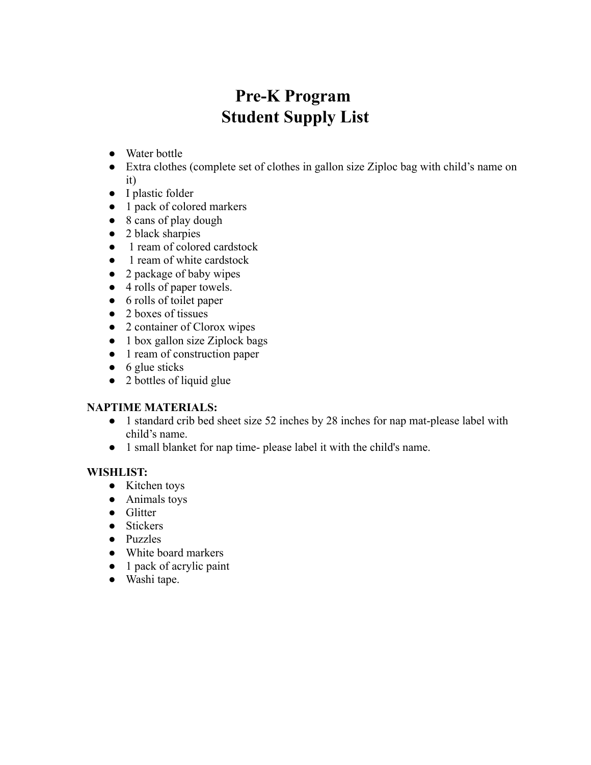# Pre-K Program
# Student Supply List

- Water bottle
- Extra clothes (complete set of clothes in gallon size Ziploc bag with child's name on it)
- I plastic folder
- 1 pack of colored markers
- 8 cans of play dough
- 2 black sharpies
- 1 ream of colored cardstock
- 1 ream of white cardstock
- 2 package of baby wipes
- 4 rolls of paper towels.
- 6 rolls of toilet paper
- 2 boxes of tissues
- 2 container of Clorox wipes
- 1 box gallon size Ziplock bags
- 1 ream of construction paper
- 6 glue sticks
- 2 bottles of liquid glue

**NAPTIME MATERIALS:**

- 1 standard crib bed sheet size 52 inches by 28 inches for nap mat-please label with child's name.
- 1 small blanket for nap time- please label it with the child's name.

**WISHLIST:**

- Kitchen toys
- Animals toys
- Glitter
- Stickers
- Puzzles
- White board markers
- 1 pack of acrylic paint
- Washi tape.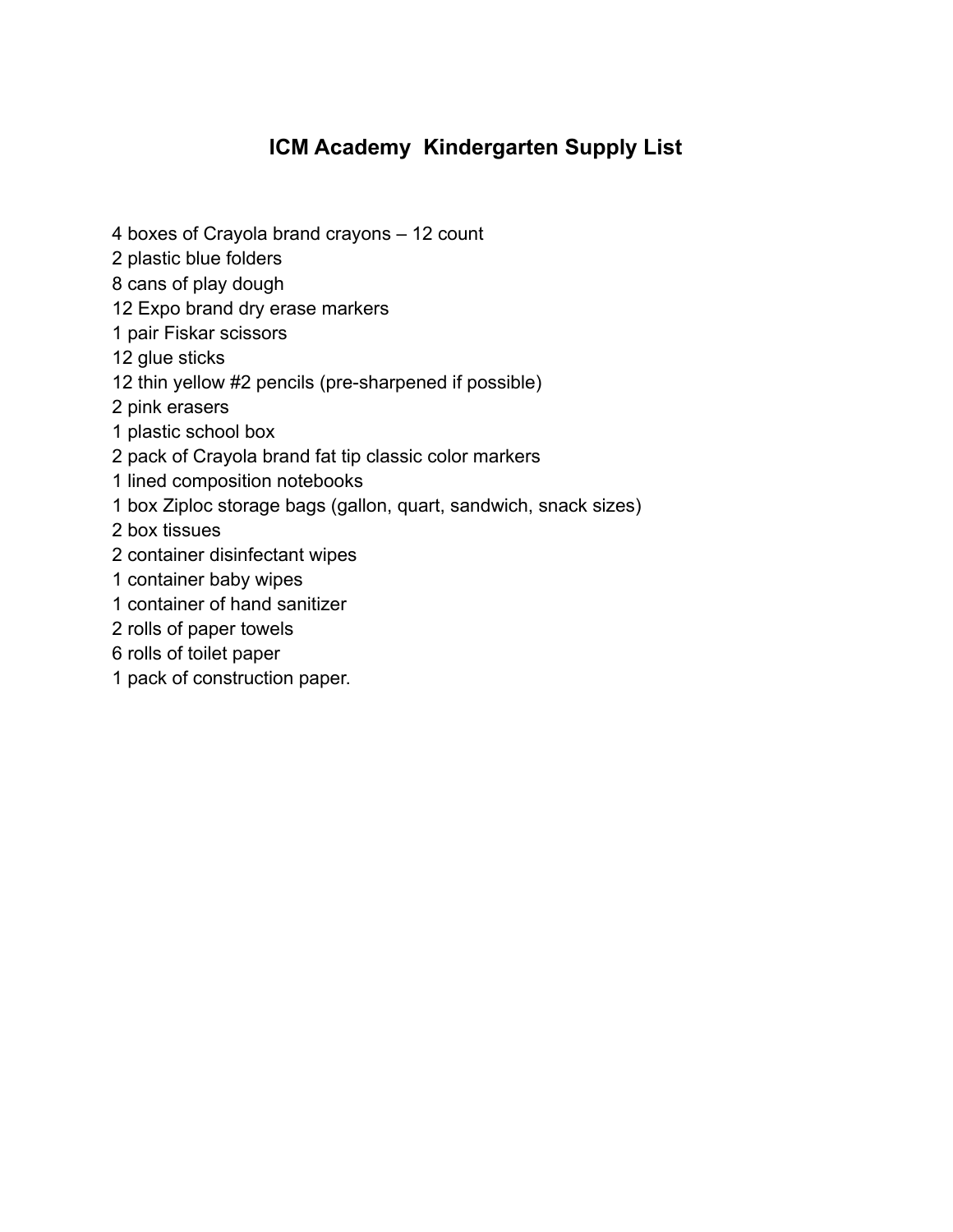# ICM Academy Kindergarten Supply List

4 boxes of Crayola brand crayons – 12 count
2 plastic blue folders
8 cans of play dough
12 Expo brand dry erase markers
1 pair Fiskar scissors
12 glue sticks
12 thin yellow #2 pencils (pre-sharpened if possible)
2 pink erasers
1 plastic school box
2 pack of Crayola brand fat tip classic color markers
1 lined composition notebooks
1 box Ziploc storage bags (gallon, quart, sandwich, snack sizes)
2 box tissues
2 container disinfectant wipes
1 container baby wipes
1 container of hand sanitizer
2 rolls of paper towels
6 rolls of toilet paper
1 pack of construction paper.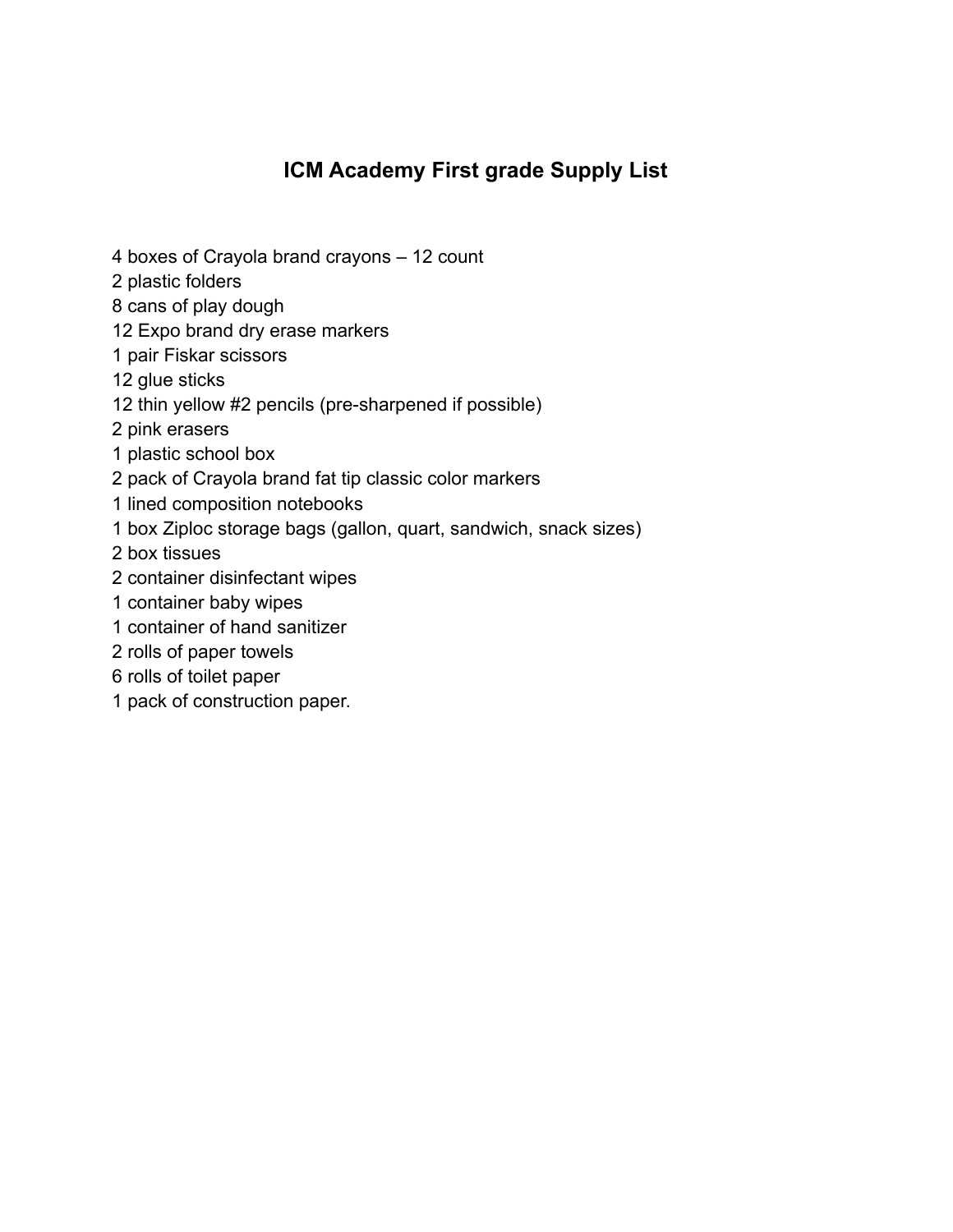# ICM Academy First grade Supply List

4 boxes of Crayola brand crayons – 12 count
2 plastic folders
8 cans of play dough
12 Expo brand dry erase markers
1 pair Fiskar scissors
12 glue sticks
12 thin yellow #2 pencils (pre-sharpened if possible)
2 pink erasers
1 plastic school box
2 pack of Crayola brand fat tip classic color markers
1 lined composition notebooks
1 box Ziploc storage bags (gallon, quart, sandwich, snack sizes)
2 box tissues
2 container disinfectant wipes
1 container baby wipes
1 container of hand sanitizer
2 rolls of paper towels
6 rolls of toilet paper
1 pack of construction paper.